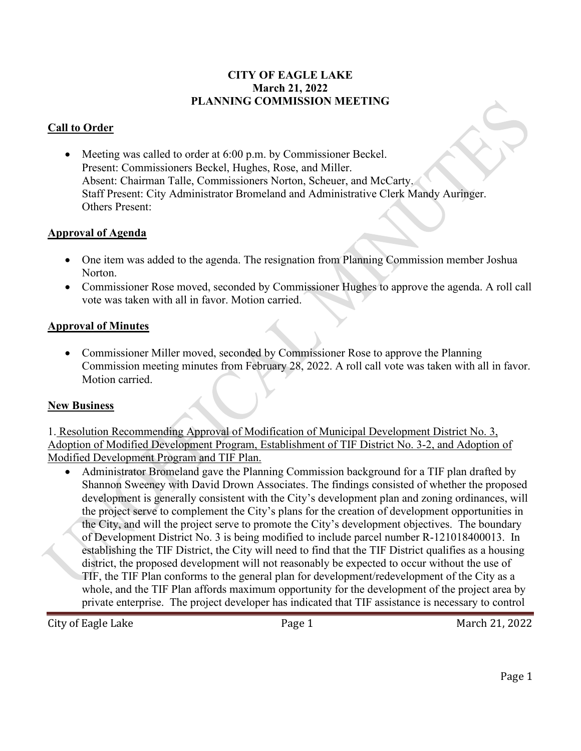**CITY OF EAGLE LAKE**
**March 21, 2022**
**PLANNING COMMISSION MEETING**

## Call to Order

- Meeting was called to order at 6:00 p.m. by Commissioner Beckel.
  Present: Commissioners Beckel, Hughes, Rose, and Miller.
  Absent: Chairman Talle, Commissioners Norton, Scheuer, and McCarty.
  Staff Present: City Administrator Bromeland and Administrative Clerk Mandy Auringer.
  Others Present:

## Approval of Agenda

- One item was added to the agenda. The resignation from Planning Commission member Joshua Norton.
- Commissioner Rose moved, seconded by Commissioner Hughes to approve the agenda. A roll call vote was taken with all in favor. Motion carried.

## Approval of Minutes

- Commissioner Miller moved, seconded by Commissioner Rose to approve the Planning Commission meeting minutes from February 28, 2022. A roll call vote was taken with all in favor. Motion carried.

## New Business

1. Resolution Recommending Approval of Modification of Municipal Development District No. 3, Adoption of Modified Development Program, Establishment of TIF District No. 3-2, and Adoption of Modified Development Program and TIF Plan.

- Administrator Bromeland gave the Planning Commission background for a TIF plan drafted by Shannon Sweeney with David Drown Associates. The findings consisted of whether the proposed development is generally consistent with the City's development plan and zoning ordinances, will the project serve to complement the City's plans for the creation of development opportunities in the City, and will the project serve to promote the City's development objectives. The boundary of Development District No. 3 is being modified to include parcel number R-121018400013. In establishing the TIF District, the City will need to find that the TIF District qualifies as a housing district, the proposed development will not reasonably be expected to occur without the use of TIF, the TIF Plan conforms to the general plan for development/redevelopment of the City as a whole, and the TIF Plan affords maximum opportunity for the development of the project area by private enterprise. The project developer has indicated that TIF assistance is necessary to control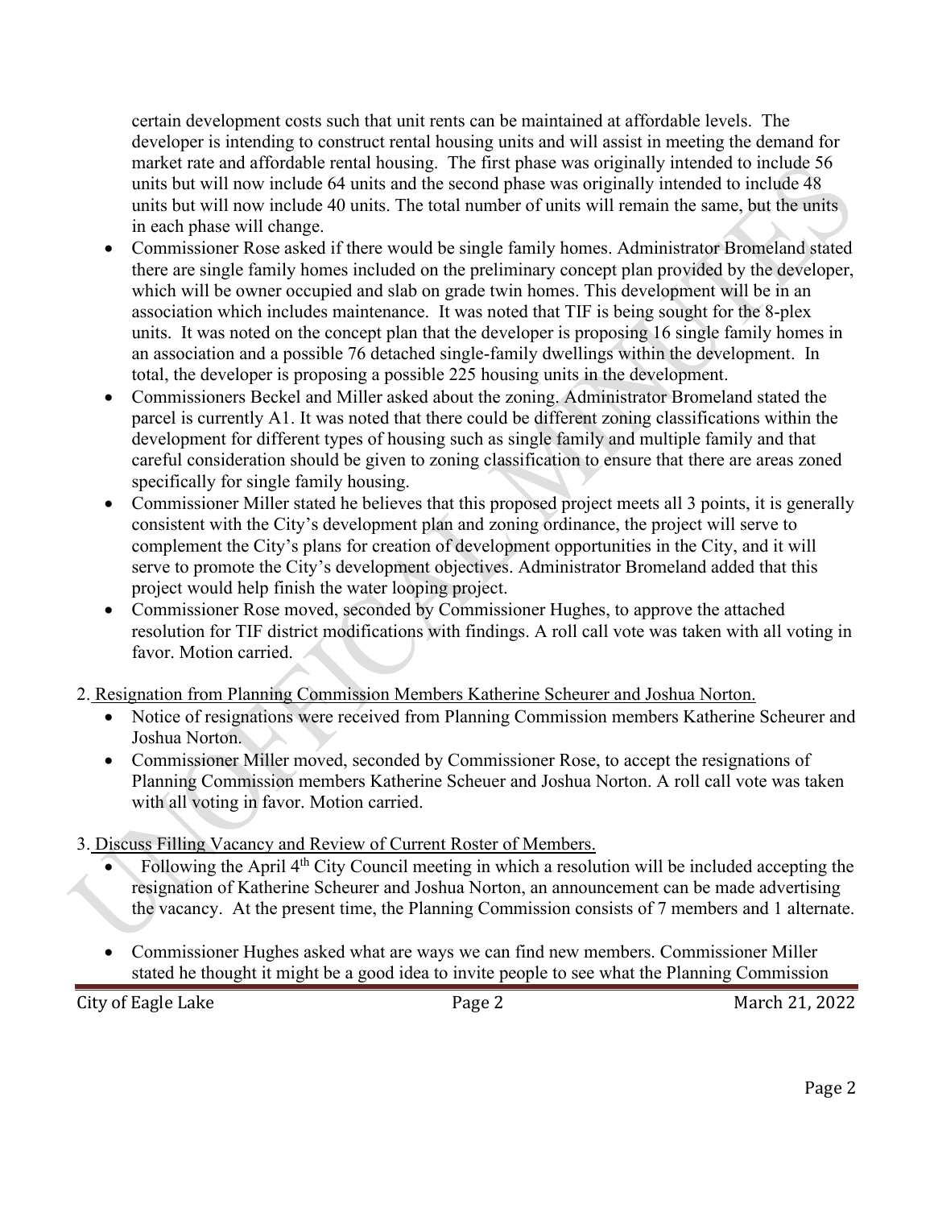certain development costs such that unit rents can be maintained at affordable levels. The developer is intending to construct rental housing units and will assist in meeting the demand for market rate and affordable rental housing. The first phase was originally intended to include 56 units but will now include 64 units and the second phase was originally intended to include 48 units but will now include 40 units. The total number of units will remain the same, but the units in each phase will change.

- Commissioner Rose asked if there would be single family homes. Administrator Bromeland stated there are single family homes included on the preliminary concept plan provided by the developer, which will be owner occupied and slab on grade twin homes. This development will be in an association which includes maintenance. It was noted that TIF is being sought for the 8-plex units. It was noted on the concept plan that the developer is proposing 16 single family homes in an association and a possible 76 detached single-family dwellings within the development. In total, the developer is proposing a possible 225 housing units in the development.
- Commissioners Beckel and Miller asked about the zoning. Administrator Bromeland stated the parcel is currently A1. It was noted that there could be different zoning classifications within the development for different types of housing such as single family and multiple family and that careful consideration should be given to zoning classification to ensure that there are areas zoned specifically for single family housing.
- Commissioner Miller stated he believes that this proposed project meets all 3 points, it is generally consistent with the City's development plan and zoning ordinance, the project will serve to complement the City's plans for creation of development opportunities in the City, and it will serve to promote the City's development objectives. Administrator Bromeland added that this project would help finish the water looping project.
- Commissioner Rose moved, seconded by Commissioner Hughes, to approve the attached resolution for TIF district modifications with findings. A roll call vote was taken with all voting in favor. Motion carried.

2. Resignation from Planning Commission Members Katherine Scheurer and Joshua Norton.

- Notice of resignations were received from Planning Commission members Katherine Scheurer and Joshua Norton.
- Commissioner Miller moved, seconded by Commissioner Rose, to accept the resignations of Planning Commission members Katherine Scheuer and Joshua Norton. A roll call vote was taken with all voting in favor. Motion carried.

3. Discuss Filling Vacancy and Review of Current Roster of Members.

- Following the April 4th City Council meeting in which a resolution will be included accepting the resignation of Katherine Scheurer and Joshua Norton, an announcement can be made advertising the vacancy. At the present time, the Planning Commission consists of 7 members and 1 alternate.
- Commissioner Hughes asked what are ways we can find new members. Commissioner Miller stated he thought it might be a good idea to invite people to see what the Planning Commission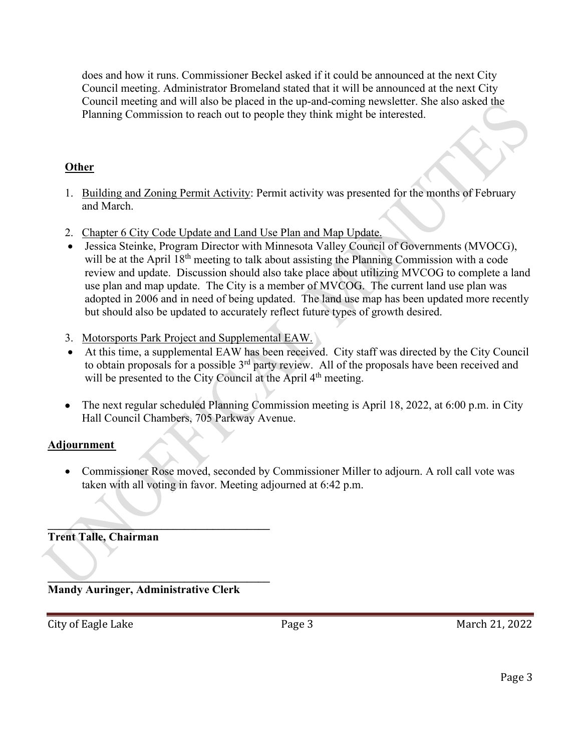does and how it runs. Commissioner Beckel asked if it could be announced at the next City Council meeting. Administrator Bromeland stated that it will be announced at the next City Council meeting and will also be placed in the up-and-coming newsletter. She also asked the Planning Commission to reach out to people they think might be interested.

**Other**

1. Building and Zoning Permit Activity: Permit activity was presented for the months of February and March.

2. Chapter 6 City Code Update and Land Use Plan and Map Update.

- Jessica Steinke, Program Director with Minnesota Valley Council of Governments (MVOCG), will be at the April 18th meeting to talk about assisting the Planning Commission with a code review and update. Discussion should also take place about utilizing MVCOG to complete a land use plan and map update. The City is a member of MVCOG. The current land use plan was adopted in 2006 and in need of being updated. The land use map has been updated more recently but should also be updated to accurately reflect future types of growth desired.

3. Motorsports Park Project and Supplemental EAW.

- At this time, a supplemental EAW has been received. City staff was directed by the City Council to obtain proposals for a possible 3rd party review. All of the proposals have been received and will be presented to the City Council at the April 4th meeting.

- The next regular scheduled Planning Commission meeting is April 18, 2022, at 6:00 p.m. in City Hall Council Chambers, 705 Parkway Avenue.

**Adjournment**

- Commissioner Rose moved, seconded by Commissioner Miller to adjourn. A roll call vote was taken with all voting in favor. Meeting adjourned at 6:42 p.m.

\_\_\_\_\_\_\_\_\_\_\_\_\_\_\_\_\_\_\_\_\_\_\_\_\_\_\_\_\_\_\_\_\_\_\_\_\_\_\_\_

**Trent Talle, Chairman**

\_\_\_\_\_\_\_\_\_\_\_\_\_\_\_\_\_\_\_\_\_\_\_\_\_\_\_\_\_\_\_\_\_\_\_\_\_\_\_\_

**Mandy Auringer, Administrative Clerk**